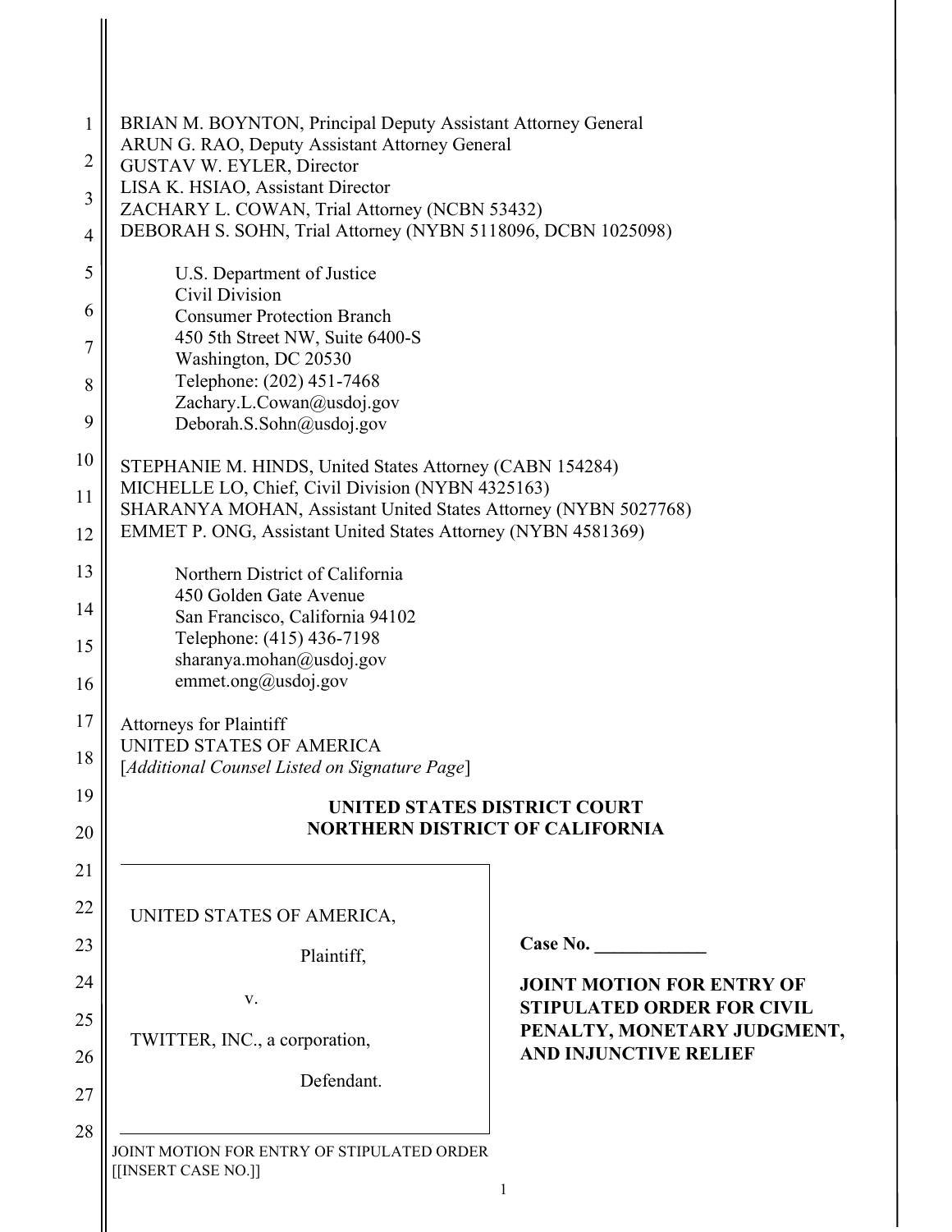BRIAN M. BOYNTON, Principal Deputy Assistant Attorney General
ARUN G. RAO, Deputy Assistant Attorney General
GUSTAV W. EYLER, Director
LISA K. HSIAO, Assistant Director
ZACHARY L. COWAN, Trial Attorney (NCBN 53432)
DEBORAH S. SOHN, Trial Attorney (NYBN 5118096, DCBN 1025098)

U.S. Department of Justice
Civil Division
Consumer Protection Branch
450 5th Street NW, Suite 6400-S
Washington, DC 20530
Telephone: (202) 451-7468
Zachary.L.Cowan@usdoj.gov
Deborah.S.Sohn@usdoj.gov

STEPHANIE M. HINDS, United States Attorney (CABN 154284)
MICHELLE LO, Chief, Civil Division (NYBN 4325163)
SHARANYA MOHAN, Assistant United States Attorney (NYBN 5027768)
EMMET P. ONG, Assistant United States Attorney (NYBN 4581369)

Northern District of California
450 Golden Gate Avenue
San Francisco, California 94102
Telephone: (415) 436-7198
sharanya.mohan@usdoj.gov
emmet.ong@usdoj.gov

Attorneys for Plaintiff
UNITED STATES OF AMERICA
[*Additional Counsel Listed on Signature Page*]

**UNITED STATES DISTRICT COURT**
**NORTHERN DISTRICT OF CALIFORNIA**

UNITED STATES OF AMERICA,

Plaintiff,

v.

TWITTER, INC., a corporation,

Defendant.

**Case No. \_\_\_\_\_\_\_\_\_\_\_\_**

**JOINT MOTION FOR ENTRY OF STIPULATED ORDER FOR CIVIL PENALTY, MONETARY JUDGMENT, AND INJUNCTIVE RELIEF**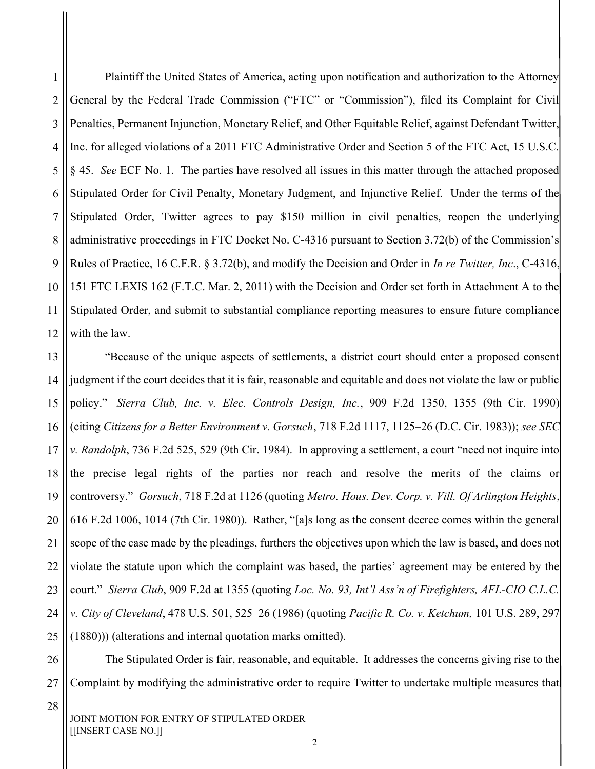Plaintiff the United States of America, acting upon notification and authorization to the Attorney General by the Federal Trade Commission ("FTC" or "Commission"), filed its Complaint for Civil Penalties, Permanent Injunction, Monetary Relief, and Other Equitable Relief, against Defendant Twitter, Inc. for alleged violations of a 2011 FTC Administrative Order and Section 5 of the FTC Act, 15 U.S.C. § 45. *See* ECF No. 1. The parties have resolved all issues in this matter through the attached proposed Stipulated Order for Civil Penalty, Monetary Judgment, and Injunctive Relief. Under the terms of the Stipulated Order, Twitter agrees to pay $150 million in civil penalties, reopen the underlying administrative proceedings in FTC Docket No. C-4316 pursuant to Section 3.72(b) of the Commission's Rules of Practice, 16 C.F.R. § 3.72(b), and modify the Decision and Order in *In re Twitter, Inc*., C-4316, 151 FTC LEXIS 162 (F.T.C. Mar. 2, 2011) with the Decision and Order set forth in Attachment A to the Stipulated Order, and submit to substantial compliance reporting measures to ensure future compliance with the law.

"Because of the unique aspects of settlements, a district court should enter a proposed consent judgment if the court decides that it is fair, reasonable and equitable and does not violate the law or public policy." *Sierra Club, Inc. v. Elec. Controls Design, Inc.*, 909 F.2d 1350, 1355 (9th Cir. 1990) (citing *Citizens for a Better Environment v. Gorsuch*, 718 F.2d 1117, 1125–26 (D.C. Cir. 1983)); *see SEC v. Randolph*, 736 F.2d 525, 529 (9th Cir. 1984). In approving a settlement, a court "need not inquire into the precise legal rights of the parties nor reach and resolve the merits of the claims or controversy." *Gorsuch*, 718 F.2d at 1126 (quoting *Metro. Hous. Dev. Corp. v. Vill. Of Arlington Heights*, 616 F.2d 1006, 1014 (7th Cir. 1980)). Rather, "[a]s long as the consent decree comes within the general scope of the case made by the pleadings, furthers the objectives upon which the law is based, and does not violate the statute upon which the complaint was based, the parties' agreement may be entered by the court." *Sierra Club*, 909 F.2d at 1355 (quoting *Loc. No. 93, Int'l Ass'n of Firefighters, AFL-CIO C.L.C. v. City of Cleveland*, 478 U.S. 501, 525–26 (1986) (quoting *Pacific R. Co. v. Ketchum,* 101 U.S. 289, 297 (1880))) (alterations and internal quotation marks omitted).

The Stipulated Order is fair, reasonable, and equitable. It addresses the concerns giving rise to the Complaint by modifying the administrative order to require Twitter to undertake multiple measures that

JOINT MOTION FOR ENTRY OF STIPULATED ORDER
[[INSERT CASE NO.]]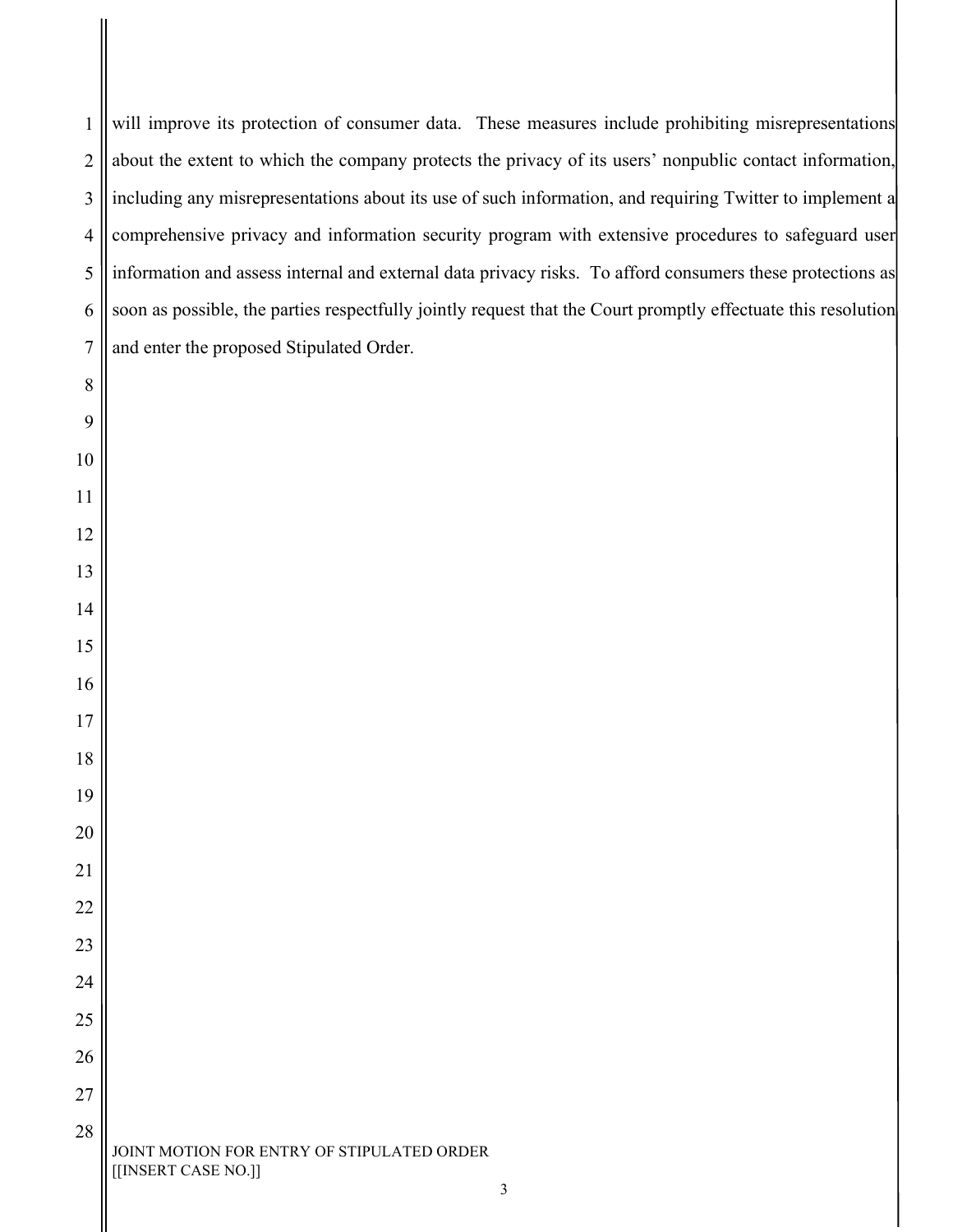will improve its protection of consumer data. These measures include prohibiting misrepresentations about the extent to which the company protects the privacy of its users' nonpublic contact information, including any misrepresentations about its use of such information, and requiring Twitter to implement a comprehensive privacy and information security program with extensive procedures to safeguard user information and assess internal and external data privacy risks. To afford consumers these protections as soon as possible, the parties respectfully jointly request that the Court promptly effectuate this resolution and enter the proposed Stipulated Order.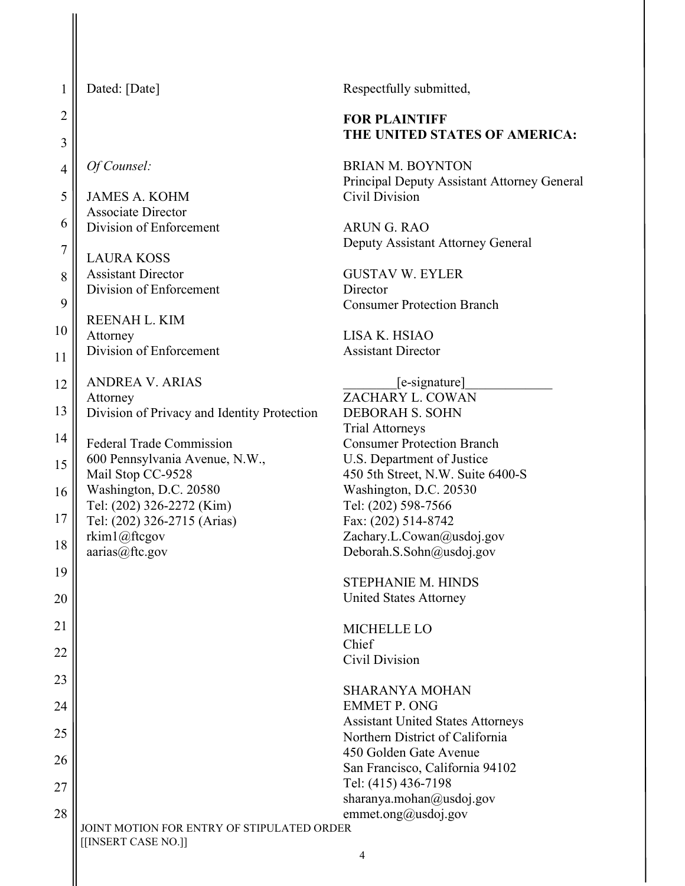Dated: [Date]

Respectfully submitted,

**FOR PLAINTIFF**
**THE UNITED STATES OF AMERICA:**

BRIAN M. BOYNTON
Principal Deputy Assistant Attorney General
Civil Division

ARUN G. RAO
Deputy Assistant Attorney General

GUSTAV W. EYLER
Director
Consumer Protection Branch

LISA K. HSIAO
Assistant Director

________[e-signature]_____________
ZACHARY L. COWAN
DEBORAH S. SOHN
Trial Attorneys
Consumer Protection Branch
U.S. Department of Justice
450 5th Street, N.W. Suite 6400-S
Washington, D.C. 20530
Tel: (202) 598-7566
Fax: (202) 514-8742
Zachary.L.Cowan@usdoj.gov
Deborah.S.Sohn@usdoj.gov

STEPHANIE M. HINDS
United States Attorney

MICHELLE LO
Chief
Civil Division

SHARANYA MOHAN
EMMET P. ONG
Assistant United States Attorneys
Northern District of California
450 Golden Gate Avenue
San Francisco, California 94102
Tel: (415) 436-7198
sharanya.mohan@usdoj.gov
emmet.ong@usdoj.gov

*Of Counsel:*

JAMES A. KOHM
Associate Director
Division of Enforcement

LAURA KOSS
Assistant Director
Division of Enforcement

REENAH L. KIM
Attorney
Division of Enforcement

ANDREA V. ARIAS
Attorney
Division of Privacy and Identity Protection

Federal Trade Commission
600 Pennsylvania Avenue, N.W.,
Mail Stop CC-9528
Washington, D.C. 20580
Tel: (202) 326-2272 (Kim)
Tel: (202) 326-2715 (Arias)
rkim1@ftcgov
aarias@ftc.gov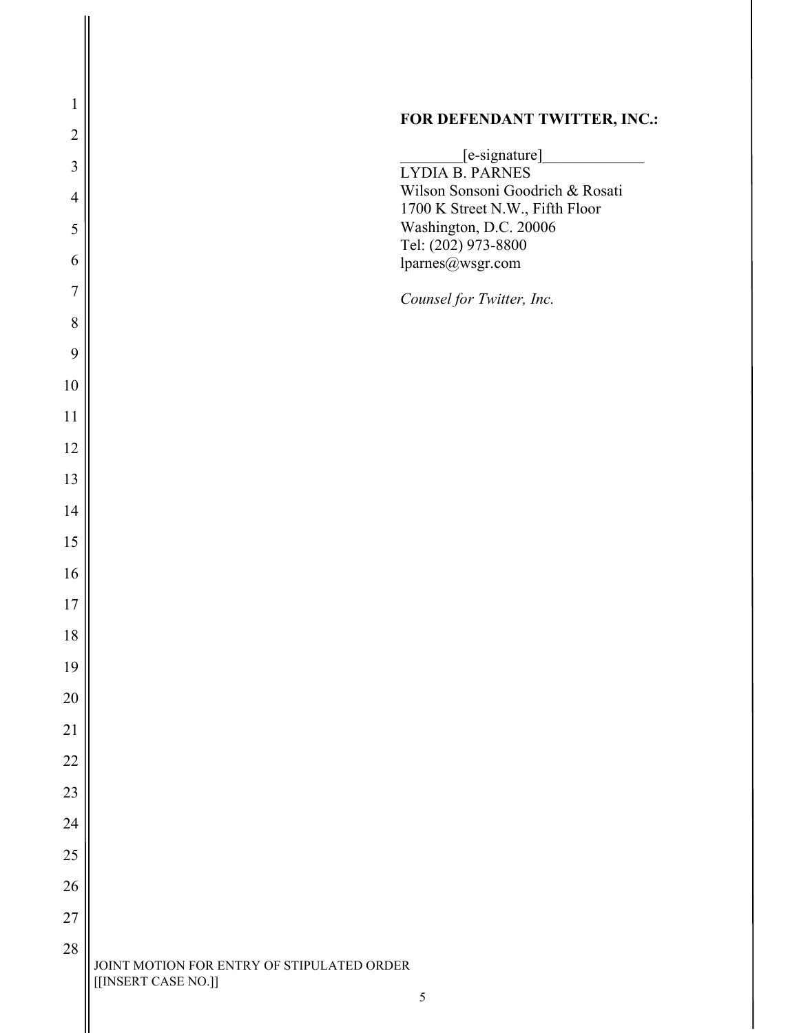**FOR DEFENDANT TWITTER, INC.:**

________[e-signature]_____________
LYDIA B. PARNES
Wilson Sonsoni Goodrich & Rosati
1700 K Street N.W., Fifth Floor
Washington, D.C. 20006
Tel: (202) 973-8800
lparnes@wsgr.com

*Counsel for Twitter, Inc.*

JOINT MOTION FOR ENTRY OF STIPULATED ORDER
[[INSERT CASE NO.]]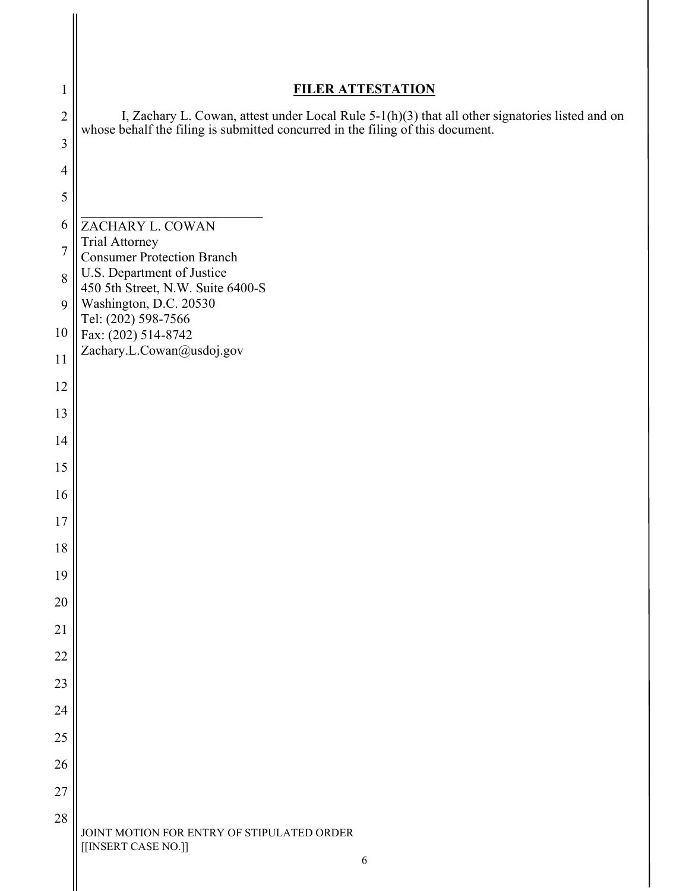## FILER ATTESTATION

I, Zachary L. Cowan, attest under Local Rule 5-1(h)(3) that all other signatories listed and on whose behalf the filing is submitted concurred in the filing of this document.

\_\_\_\_\_\_\_\_\_\_\_\_\_\_\_\_\_\_\_\_\_\_\_\_\_\_\_\_\_\_

ZACHARY L. COWAN
Trial Attorney
Consumer Protection Branch
U.S. Department of Justice
450 5th Street, N.W. Suite 6400-S
Washington, D.C. 20530
Tel: (202) 598-7566
Fax: (202) 514-8742
Zachary.L.Cowan@usdoj.gov

JOINT MOTION FOR ENTRY OF STIPULATED ORDER
[[INSERT CASE NO.]]